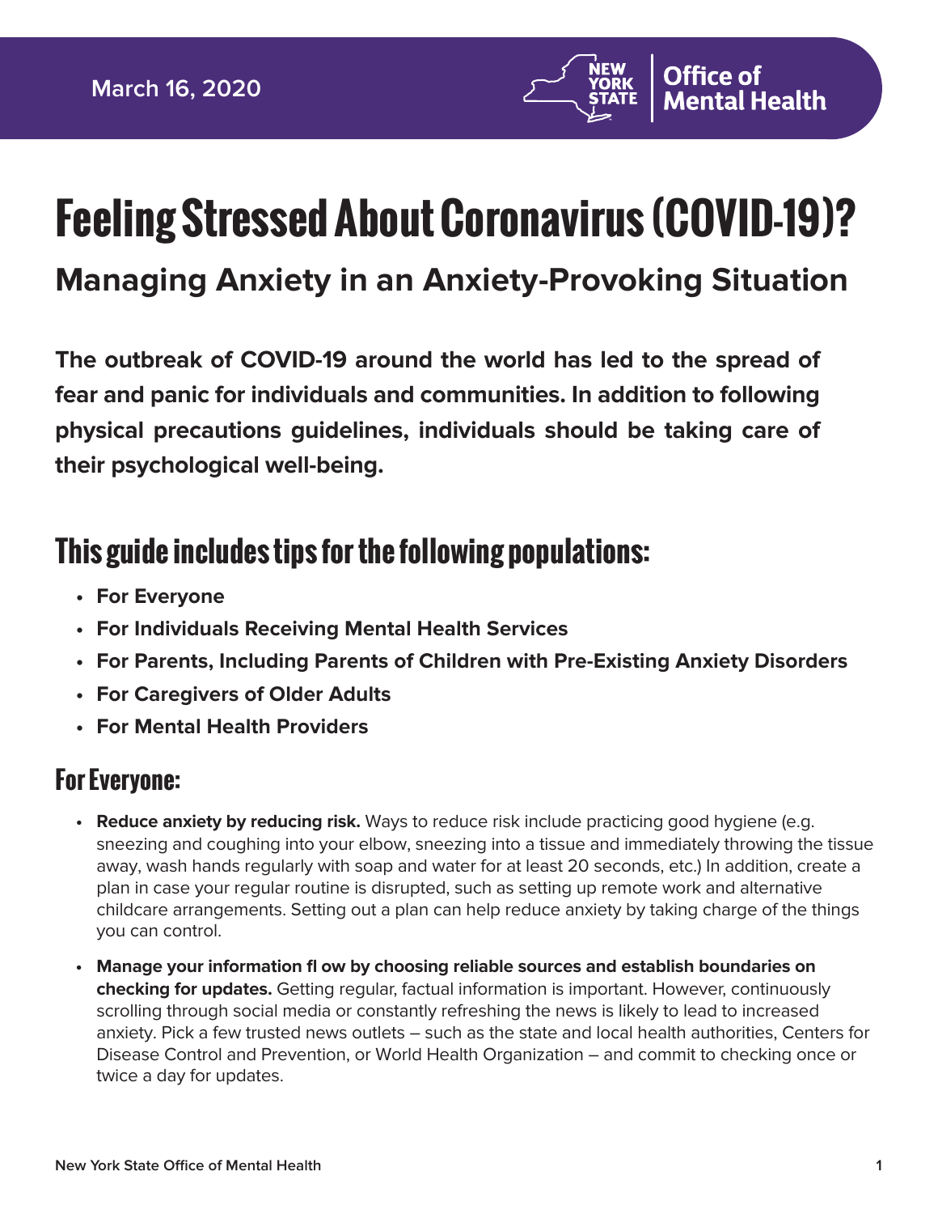March 16, 2020

New York State Office of Mental Health

# Feeling Stressed About Coronavirus (COVID-19)?

## Managing Anxiety in an Anxiety-Provoking Situation

**The outbreak of COVID-19 around the world has led to the spread of fear and panic for individuals and communities. In addition to following physical precautions guidelines, individuals should be taking care of their psychological well-being.**

## This guide includes tips for the following populations:

- **For Everyone**
- **For Individuals Receiving Mental Health Services**
- **For Parents, Including Parents of Children with Pre-Existing Anxiety Disorders**
- **For Caregivers of Older Adults**
- **For Mental Health Providers**

### For Everyone:

- **Reduce anxiety by reducing risk.** Ways to reduce risk include practicing good hygiene (e.g. sneezing and coughing into your elbow, sneezing into a tissue and immediately throwing the tissue away, wash hands regularly with soap and water for at least 20 seconds, etc.) In addition, create a plan in case your regular routine is disrupted, such as setting up remote work and alternative childcare arrangements. Setting out a plan can help reduce anxiety by taking charge of the things you can control.
- **Manage your information fl ow by choosing reliable sources and establish boundaries on checking for updates.** Getting regular, factual information is important. However, continuously scrolling through social media or constantly refreshing the news is likely to lead to increased anxiety. Pick a few trusted news outlets – such as the state and local health authorities, Centers for Disease Control and Prevention, or World Health Organization – and commit to checking once or twice a day for updates.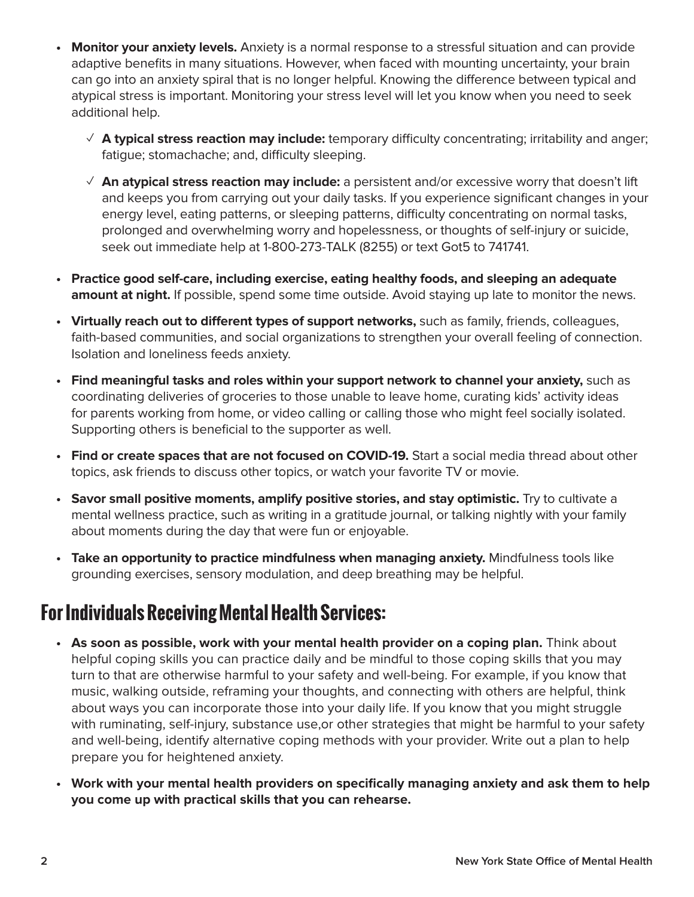- **Monitor your anxiety levels.** Anxiety is a normal response to a stressful situation and can provide adaptive benefits in many situations. However, when faced with mounting uncertainty, your brain can go into an anxiety spiral that is no longer helpful. Knowing the difference between typical and atypical stress is important. Monitoring your stress level will let you know when you need to seek additional help.
    - ✓ **A typical stress reaction may include:** temporary difficulty concentrating; irritability and anger; fatigue; stomachache; and, difficulty sleeping.
    - ✓ **An atypical stress reaction may include:** a persistent and/or excessive worry that doesn't lift and keeps you from carrying out your daily tasks. If you experience significant changes in your energy level, eating patterns, or sleeping patterns, difficulty concentrating on normal tasks, prolonged and overwhelming worry and hopelessness, or thoughts of self-injury or suicide, seek out immediate help at 1-800-273-TALK (8255) or text Got5 to 741741.
- **Practice good self-care, including exercise, eating healthy foods, and sleeping an adequate amount at night.** If possible, spend some time outside. Avoid staying up late to monitor the news.
- **Virtually reach out to different types of support networks,** such as family, friends, colleagues, faith-based communities, and social organizations to strengthen your overall feeling of connection. Isolation and loneliness feeds anxiety.
- **Find meaningful tasks and roles within your support network to channel your anxiety,** such as coordinating deliveries of groceries to those unable to leave home, curating kids' activity ideas for parents working from home, or video calling or calling those who might feel socially isolated. Supporting others is beneficial to the supporter as well.
- **Find or create spaces that are not focused on COVID-19.** Start a social media thread about other topics, ask friends to discuss other topics, or watch your favorite TV or movie.
- **Savor small positive moments, amplify positive stories, and stay optimistic.** Try to cultivate a mental wellness practice, such as writing in a gratitude journal, or talking nightly with your family about moments during the day that were fun or enjoyable.
- **Take an opportunity to practice mindfulness when managing anxiety.** Mindfulness tools like grounding exercises, sensory modulation, and deep breathing may be helpful.

## For Individuals Receiving Mental Health Services:

- **As soon as possible, work with your mental health provider on a coping plan.** Think about helpful coping skills you can practice daily and be mindful to those coping skills that you may turn to that are otherwise harmful to your safety and well-being. For example, if you know that music, walking outside, reframing your thoughts, and connecting with others are helpful, think about ways you can incorporate those into your daily life. If you know that you might struggle with ruminating, self-injury, substance use,or other strategies that might be harmful to your safety and well-being, identify alternative coping methods with your provider. Write out a plan to help prepare you for heightened anxiety.
- **Work with your mental health providers on specifically managing anxiety and ask them to help you come up with practical skills that you can rehearse.**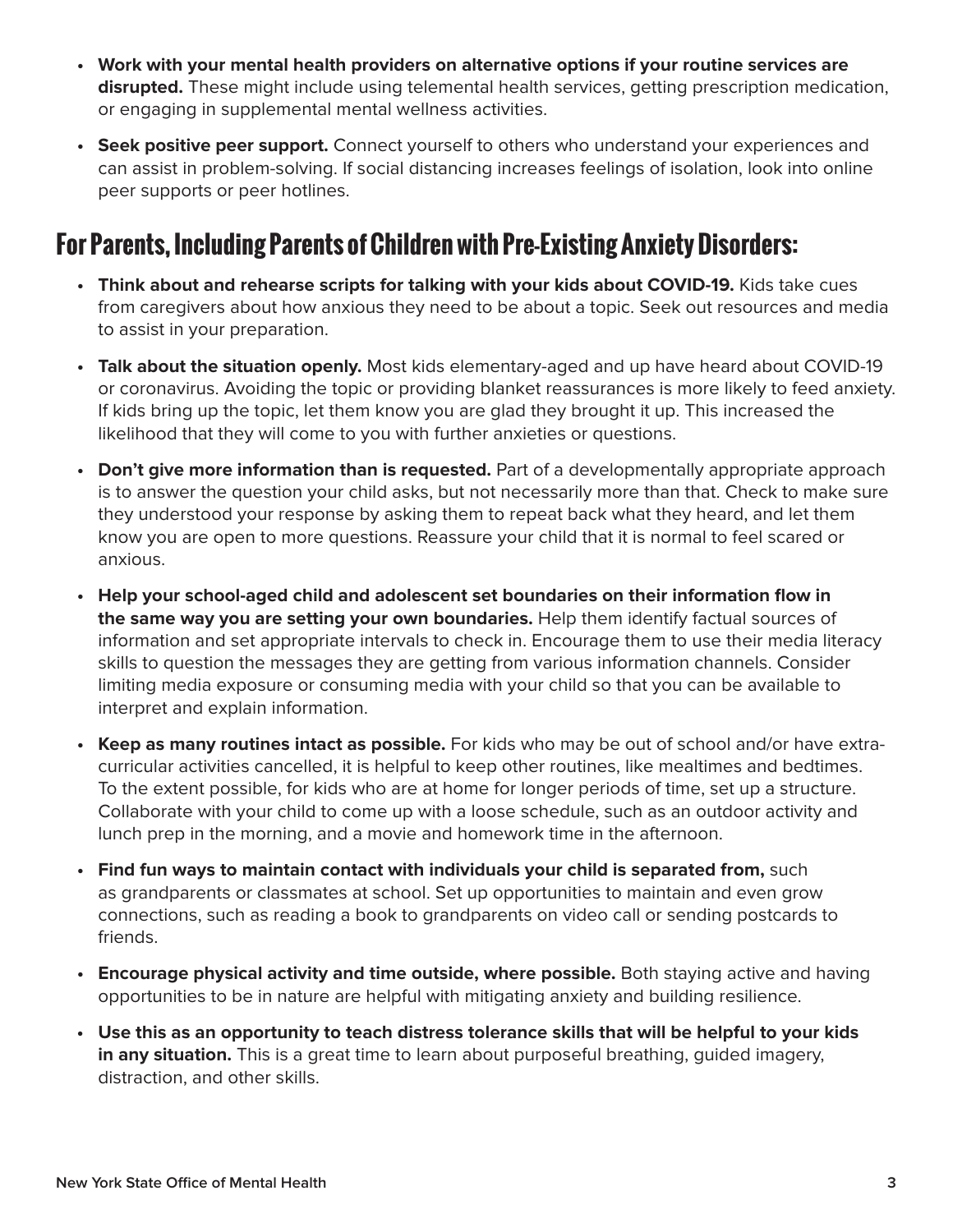- **Work with your mental health providers on alternative options if your routine services are disrupted.** These might include using telemental health services, getting prescription medication, or engaging in supplemental mental wellness activities.
- **Seek positive peer support.** Connect yourself to others who understand your experiences and can assist in problem-solving. If social distancing increases feelings of isolation, look into online peer supports or peer hotlines.

## For Parents, Including Parents of Children with Pre-Existing Anxiety Disorders:

- **Think about and rehearse scripts for talking with your kids about COVID-19.** Kids take cues from caregivers about how anxious they need to be about a topic. Seek out resources and media to assist in your preparation.
- **Talk about the situation openly.** Most kids elementary-aged and up have heard about COVID-19 or coronavirus. Avoiding the topic or providing blanket reassurances is more likely to feed anxiety. If kids bring up the topic, let them know you are glad they brought it up. This increased the likelihood that they will come to you with further anxieties or questions.
- **Don't give more information than is requested.** Part of a developmentally appropriate approach is to answer the question your child asks, but not necessarily more than that. Check to make sure they understood your response by asking them to repeat back what they heard, and let them know you are open to more questions. Reassure your child that it is normal to feel scared or anxious.
- **Help your school-aged child and adolescent set boundaries on their information flow in the same way you are setting your own boundaries.** Help them identify factual sources of information and set appropriate intervals to check in. Encourage them to use their media literacy skills to question the messages they are getting from various information channels. Consider limiting media exposure or consuming media with your child so that you can be available to interpret and explain information.
- **Keep as many routines intact as possible.** For kids who may be out of school and/or have extra-curricular activities cancelled, it is helpful to keep other routines, like mealtimes and bedtimes. To the extent possible, for kids who are at home for longer periods of time, set up a structure. Collaborate with your child to come up with a loose schedule, such as an outdoor activity and lunch prep in the morning, and a movie and homework time in the afternoon.
- **Find fun ways to maintain contact with individuals your child is separated from,** such as grandparents or classmates at school. Set up opportunities to maintain and even grow connections, such as reading a book to grandparents on video call or sending postcards to friends.
- **Encourage physical activity and time outside, where possible.** Both staying active and having opportunities to be in nature are helpful with mitigating anxiety and building resilience.
- **Use this as an opportunity to teach distress tolerance skills that will be helpful to your kids in any situation.** This is a great time to learn about purposeful breathing, guided imagery, distraction, and other skills.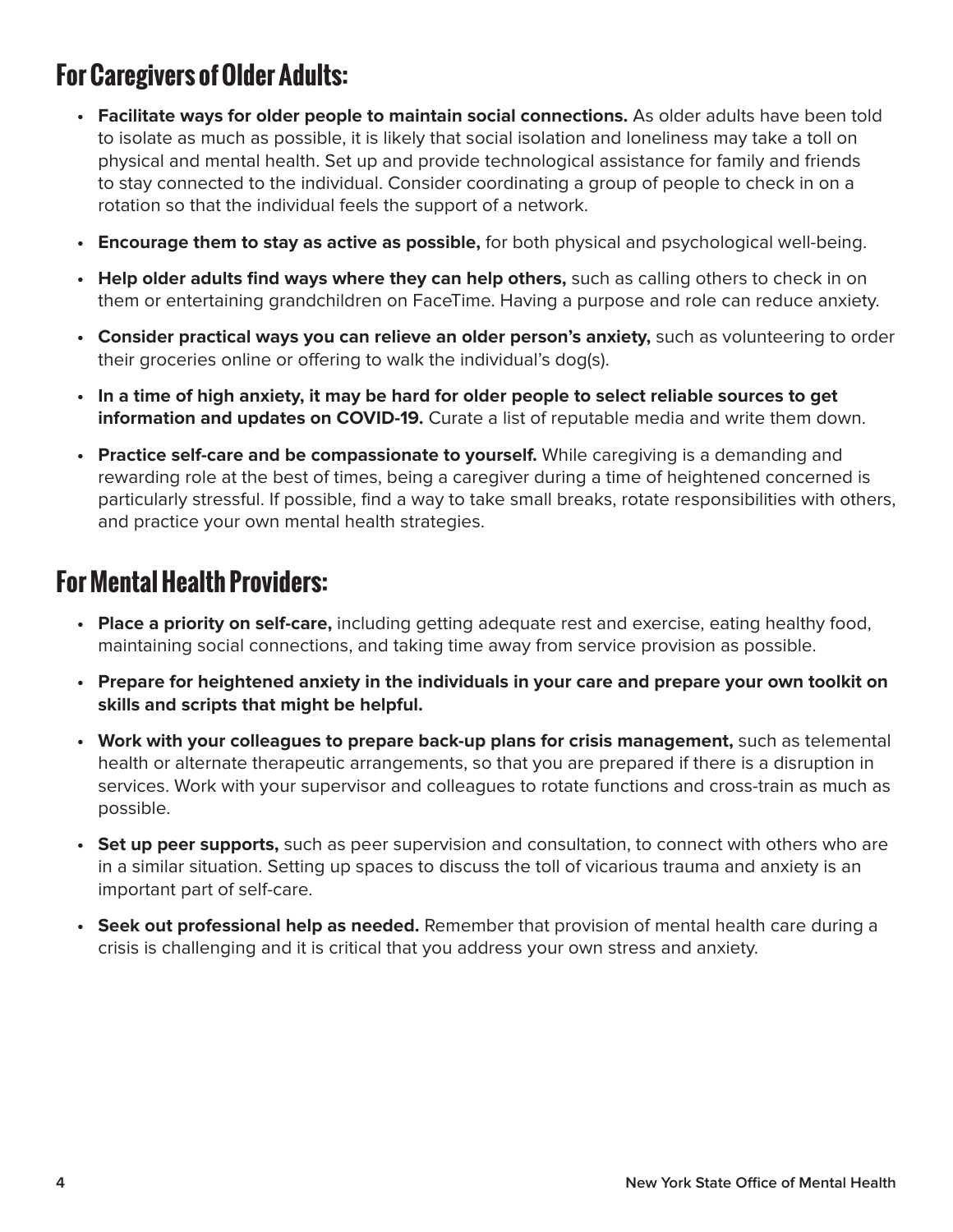## For Caregivers of Older Adults:

- **Facilitate ways for older people to maintain social connections.** As older adults have been told to isolate as much as possible, it is likely that social isolation and loneliness may take a toll on physical and mental health. Set up and provide technological assistance for family and friends to stay connected to the individual. Consider coordinating a group of people to check in on a rotation so that the individual feels the support of a network.
- **Encourage them to stay as active as possible,** for both physical and psychological well-being.
- **Help older adults find ways where they can help others,** such as calling others to check in on them or entertaining grandchildren on FaceTime. Having a purpose and role can reduce anxiety.
- **Consider practical ways you can relieve an older person's anxiety,** such as volunteering to order their groceries online or offering to walk the individual's dog(s).
- **In a time of high anxiety, it may be hard for older people to select reliable sources to get information and updates on COVID-19.** Curate a list of reputable media and write them down.
- **Practice self-care and be compassionate to yourself.** While caregiving is a demanding and rewarding role at the best of times, being a caregiver during a time of heightened concerned is particularly stressful. If possible, find a way to take small breaks, rotate responsibilities with others, and practice your own mental health strategies.

## For Mental Health Providers:

- **Place a priority on self-care,** including getting adequate rest and exercise, eating healthy food, maintaining social connections, and taking time away from service provision as possible.
- **Prepare for heightened anxiety in the individuals in your care and prepare your own toolkit on skills and scripts that might be helpful.**
- **Work with your colleagues to prepare back-up plans for crisis management,** such as telemental health or alternate therapeutic arrangements, so that you are prepared if there is a disruption in services. Work with your supervisor and colleagues to rotate functions and cross-train as much as possible.
- **Set up peer supports,** such as peer supervision and consultation, to connect with others who are in a similar situation. Setting up spaces to discuss the toll of vicarious trauma and anxiety is an important part of self-care.
- **Seek out professional help as needed.** Remember that provision of mental health care during a crisis is challenging and it is critical that you address your own stress and anxiety.